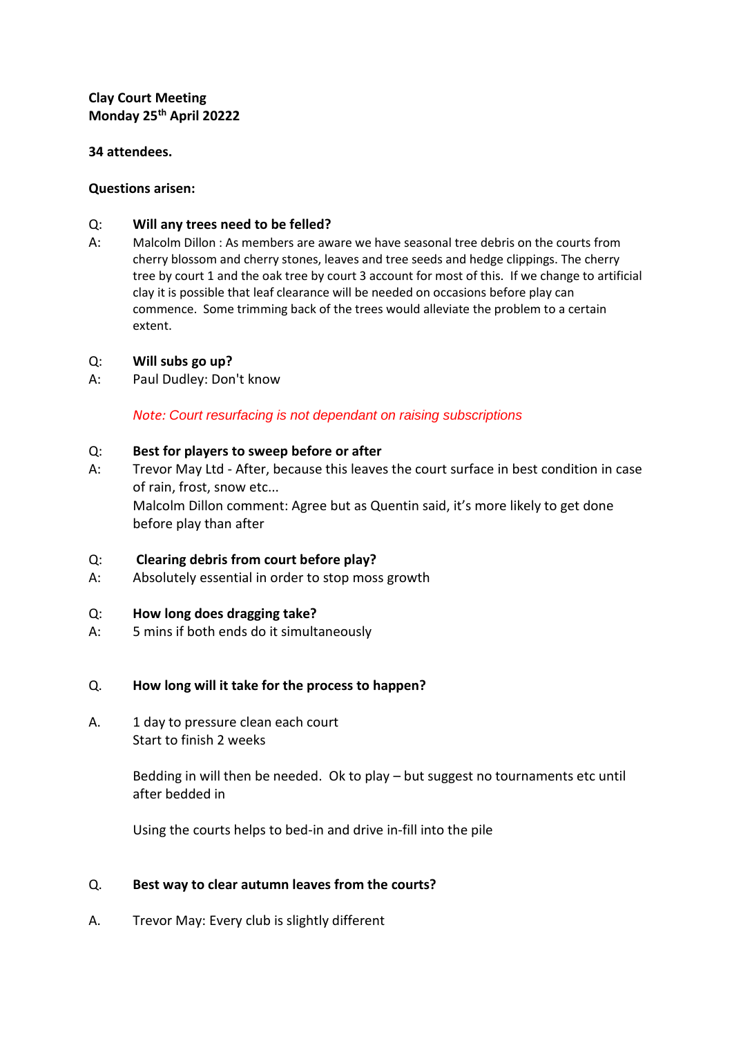**Clay Court Meeting**
**Monday 25th April 20222**

**34 attendees.**

**Questions arisen:**

Q: **Will any trees need to be felled?**

A: Malcolm Dillon : As members are aware we have seasonal tree debris on the courts from cherry blossom and cherry stones, leaves and tree seeds and hedge clippings. The cherry tree by court 1 and the oak tree by court 3 account for most of this. If we change to artificial clay it is possible that leaf clearance will be needed on occasions before play can commence. Some trimming back of the trees would alleviate the problem to a certain extent.

Q: **Will subs go up?**

A: Paul Dudley: Don't know

*Note: Court resurfacing is not dependant on raising subscriptions*

Q: **Best for players to sweep before or after**

A: Trevor May Ltd - After, because this leaves the court surface in best condition in case of rain, frost, snow etc...
Malcolm Dillon comment: Agree but as Quentin said, it's more likely to get done before play than after

Q: **Clearing debris from court before play?**

A: Absolutely essential in order to stop moss growth

Q: **How long does dragging take?**

A: 5 mins if both ends do it simultaneously

Q. **How long will it take for the process to happen?**

A. 1 day to pressure clean each court
Start to finish 2 weeks

Bedding in will then be needed. Ok to play – but suggest no tournaments etc until after bedded in

Using the courts helps to bed-in and drive in-fill into the pile

Q. **Best way to clear autumn leaves from the courts?**

A. Trevor May: Every club is slightly different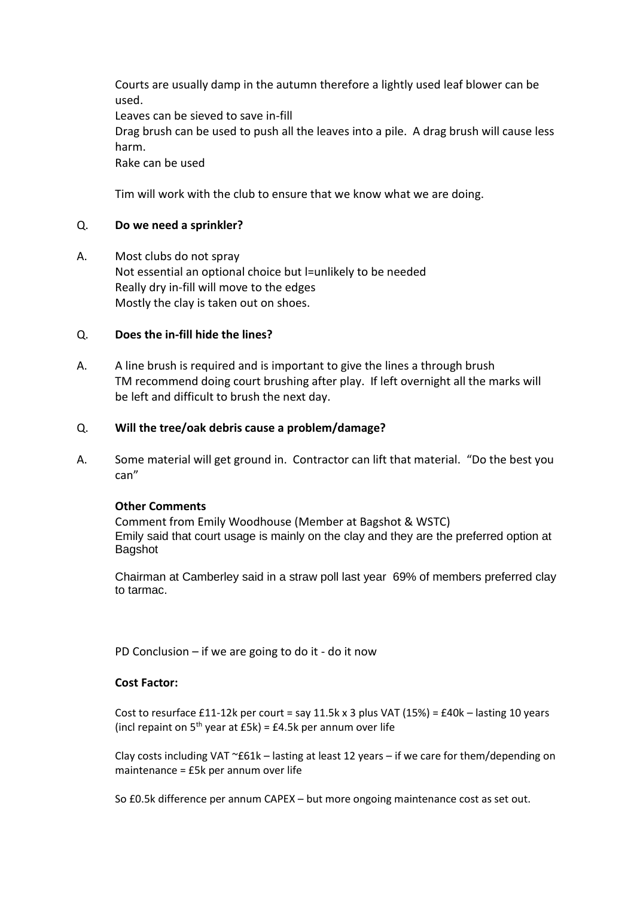Courts are usually damp in the autumn therefore a lightly used leaf blower can be used.
Leaves can be sieved to save in-fill
Drag brush can be used to push all the leaves into a pile. A drag brush will cause less harm.
Rake can be used

Tim will work with the club to ensure that we know what we are doing.

Q. **Do we need a sprinkler?**

A. Most clubs do not spray
Not essential an optional choice but l=unlikely to be needed
Really dry in-fill will move to the edges
Mostly the clay is taken out on shoes.

Q. **Does the in-fill hide the lines?**

A. A line brush is required and is important to give the lines a through brush
TM recommend doing court brushing after play. If left overnight all the marks will be left and difficult to brush the next day.

Q. **Will the tree/oak debris cause a problem/damage?**

A. Some material will get ground in. Contractor can lift that material. "Do the best you can"

**Other Comments**

Comment from Emily Woodhouse (Member at Bagshot & WSTC)
Emily said that court usage is mainly on the clay and they are the preferred option at Bagshot

Chairman at Camberley said in a straw poll last year 69% of members preferred clay to tarmac.

PD Conclusion – if we are going to do it - do it now

**Cost Factor:**

Cost to resurface £11-12k per court = say 11.5k x 3 plus VAT (15%) = £40k – lasting 10 years (incl repaint on 5th year at £5k) = £4.5k per annum over life

Clay costs including VAT ~£61k – lasting at least 12 years – if we care for them/depending on maintenance = £5k per annum over life

So £0.5k difference per annum CAPEX – but more ongoing maintenance cost as set out.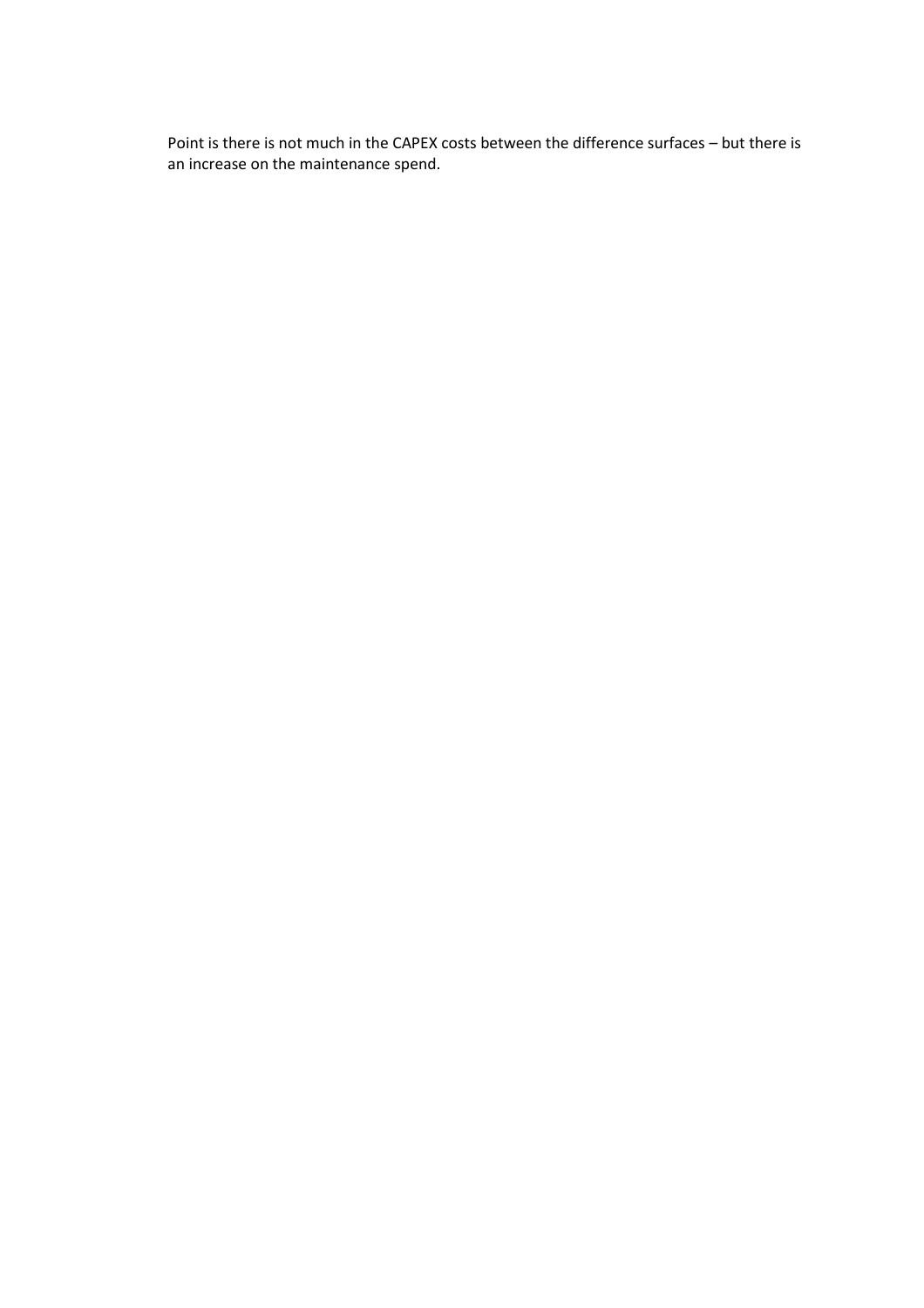Point is there is not much in the CAPEX costs between the difference surfaces – but there is an increase on the maintenance spend.